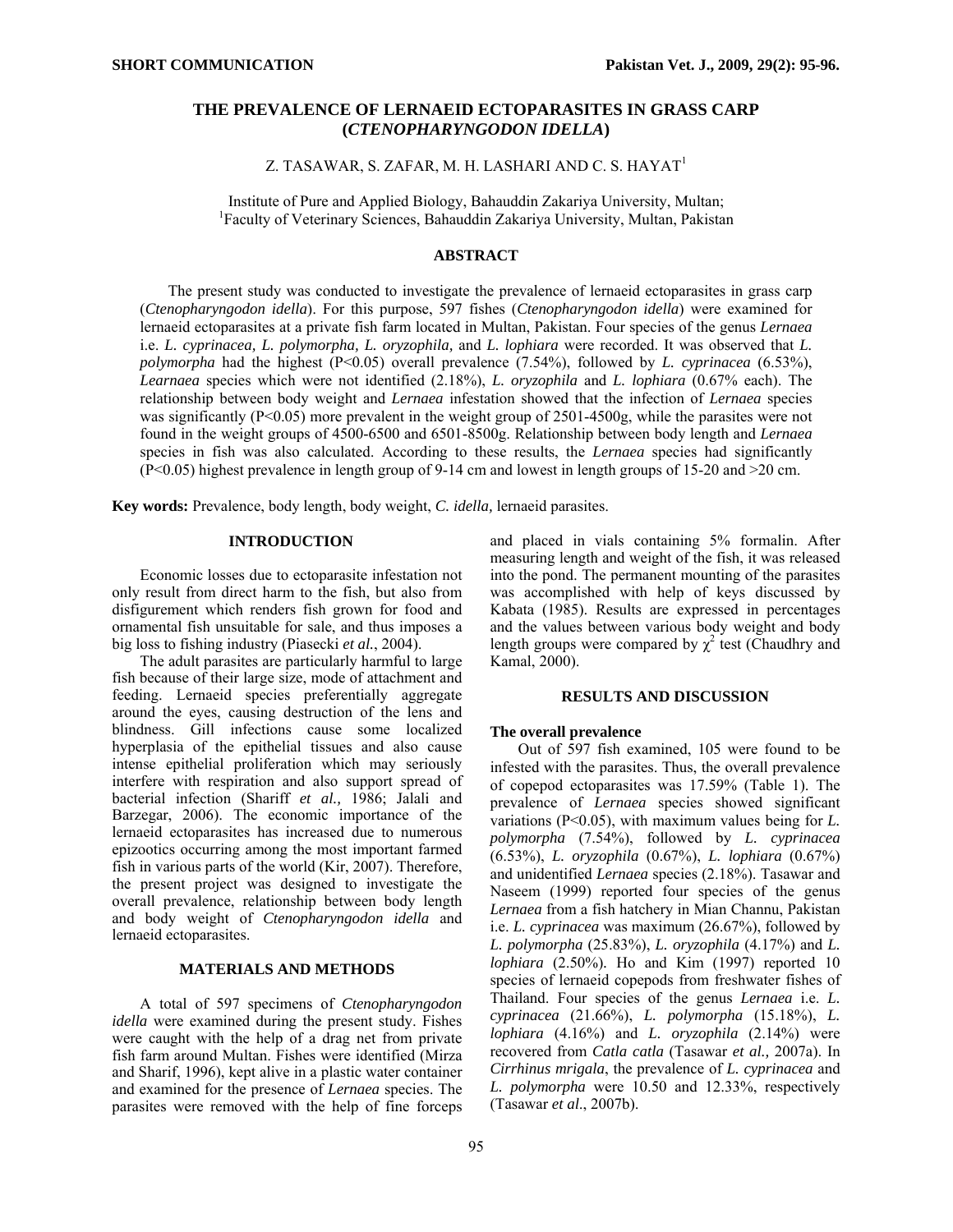SHORT COMMUNICATION

# THE PREVALENCE OF LERNAEID ECTOPARASITES IN GRASS CARP (*CTENOPHARYNGODON IDELLA*)

Z. TASAWAR, S. ZAFAR, M. H. LASHARI AND C. S. HAYAT[1]

Institute of Pure and Applied Biology, Bahauddin Zakariya University, Multan;
[1]Faculty of Veterinary Sciences, Bahauddin Zakariya University, Multan, Pakistan

## ABSTRACT

The present study was conducted to investigate the prevalence of lernaeid ectoparasites in grass carp (*Ctenopharyngodon idella*). For this purpose, 597 fishes (*Ctenopharyngodon idella*) were examined for lernaeid ectoparasites at a private fish farm located in Multan, Pakistan. Four species of the genus *Lernaea* i.e. *L. cyprinacea, L. polymorpha, L. oryzophila,* and *L. lophiara* were recorded. It was observed that *L. polymorpha* had the highest ($P<0.05$) overall prevalence (7.54%), followed by *L. cyprinacea* (6.53%), *Learnaea* species which were not identified (2.18%), *L. oryzophila* and *L. lophiara* (0.67% each). The relationship between body weight and *Lernaea* infestation showed that the infection of *Lernaea* species was significantly ($P<0.05$) more prevalent in the weight group of 2501-4500g, while the parasites were not found in the weight groups of 4500-6500 and 6501-8500g. Relationship between body length and *Lernaea* species in fish was also calculated. According to these results, the *Lernaea* species had significantly ($P<0.05$) highest prevalence in length group of 9-14 cm and lowest in length groups of 15-20 and >20 cm.

**Key words:** Prevalence, body length, body weight, *C. idella,* lernaeid parasites.

## INTRODUCTION

Economic losses due to ectoparasite infestation not only result from direct harm to the fish, but also from disfigurement which renders fish grown for food and ornamental fish unsuitable for sale, and thus imposes a big loss to fishing industry (Piasecki *et al.*, 2004).

The adult parasites are particularly harmful to large fish because of their large size, mode of attachment and feeding. Lernaeid species preferentially aggregate around the eyes, causing destruction of the lens and blindness. Gill infections cause some localized hyperplasia of the epithelial tissues and also cause intense epithelial proliferation which may seriously interfere with respiration and also support spread of bacterial infection (Shariff *et al.,* 1986; Jalali and Barzegar, 2006). The economic importance of the lernaeid ectoparasites has increased due to numerous epizootics occurring among the most important farmed fish in various parts of the world (Kir, 2007). Therefore, the present project was designed to investigate the overall prevalence, relationship between body length and body weight of *Ctenopharyngodon idella* and lernaeid ectoparasites.

## MATERIALS AND METHODS

A total of 597 specimens of *Ctenopharyngodon idella* were examined during the present study. Fishes were caught with the help of a drag net from private fish farm around Multan. Fishes were identified (Mirza and Sharif, 1996), kept alive in a plastic water container and examined for the presence of *Lernaea* species. The parasites were removed with the help of fine forceps and placed in vials containing 5% formalin. After measuring length and weight of the fish, it was released into the pond. The permanent mounting of the parasites was accomplished with help of keys discussed by Kabata (1985). Results are expressed in percentages and the values between various body weight and body length groups were compared by $\chi^2$ test (Chaudhry and Kamal, 2000).

## RESULTS AND DISCUSSION

### The overall prevalence

Out of 597 fish examined, 105 were found to be infested with the parasites. Thus, the overall prevalence of copepod ectoparasites was 17.59% (Table 1). The prevalence of *Lernaea* species showed significant variations ($P<0.05$), with maximum values being for *L. polymorpha* (7.54%), followed by *L. cyprinacea* (6.53%), *L. oryzophila* (0.67%), *L. lophiara* (0.67%) and unidentified *Lernaea* species (2.18%). Tasawar and Naseem (1999) reported four species of the genus *Lernaea* from a fish hatchery in Mian Channu, Pakistan i.e. *L. cyprinacea* was maximum (26.67%), followed by *L. polymorpha* (25.83%), *L. oryzophila* (4.17%) and *L. lophiara* (2.50%). Ho and Kim (1997) reported 10 species of lernaeid copepods from freshwater fishes of Thailand. Four species of the genus *Lernaea* i.e. *L. cyprinacea* (21.66%), *L. polymorpha* (15.18%), *L. lophiara* (4.16%) and *L. oryzophila* (2.14%) were recovered from *Catla catla* (Tasawar *et al.,* 2007a). In *Cirrhinus mrigala*, the prevalence of *L. cyprinacea* and *L. polymorpha* were 10.50 and 12.33%, respectively (Tasawar *et al*., 2007b).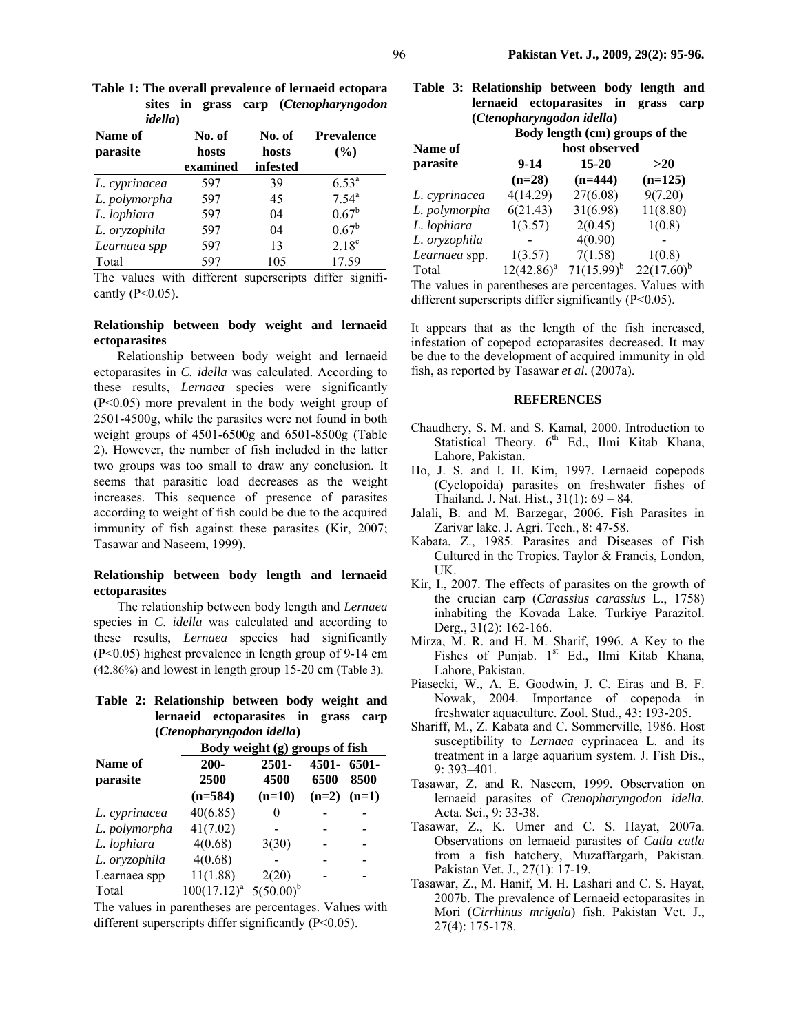**Table 1: The overall prevalence of lernaeid ectoparasites in grass carp (*Ctenopharyngodon idella*)**

| Name of parasite | No. of hosts examined | No. of hosts infested | Prevalence (%) |
|---|---|---|---|
| *L. cyprinacea* | 597 | 39 | $6.53^a$ |
| *L. polymorpha* | 597 | 45 | $7.54^a$ |
| *L. lophiara* | 597 | 04 | $0.67^b$ |
| *L. oryzophila* | 597 | 04 | $0.67^b$ |
| *Learnaea spp* | 597 | 13 | $2.18^c$ |
| Total | 597 | 105 | 17.59 |

The values with different superscripts differ significantly ($P<0.05$).

### Relationship between body weight and lernaeid ectoparasites

Relationship between body weight and lernaeid ectoparasites in *C. idella* was calculated. According to these results, *Lernaea* species were significantly ($P<0.05$) more prevalent in the body weight group of 2501-4500g, while the parasites were not found in both weight groups of 4501-6500g and 6501-8500g (Table 2). However, the number of fish included in the latter two groups was too small to draw any conclusion. It seems that parasitic load decreases as the weight increases. This sequence of presence of parasites according to weight of fish could be due to the acquired immunity of fish against these parasites (Kir, 2007; Tasawar and Naseem, 1999).

### Relationship between body length and lernaeid ectoparasites

The relationship between body length and *Lernaea* species in *C. idella* was calculated and according to these results, *Lernaea* species had significantly ($P<0.05$) highest prevalence in length group of 9-14 cm (42.86%) and lowest in length group 15-20 cm (Table 3).

**Table 2: Relationship between body weight and lernaeid ectoparasites in grass carp (*Ctenopharyngodon idella*)**

| Name of parasite | Body weight (g) groups of fish | | | |
|---|---|---|---|---|
| | 200-2500 (n=584) | 2501-4500 (n=10) | 4501-6500 (n=2) | 6501-8500 (n=1) |
| *L. cyprinacea* | 40(6.85) | 0 | - | - |
| *L. polymorpha* | 41(7.02) | - | - | - |
| *L. lophiara* | 4(0.68) | 3(30) | - | - |
| *L. oryzophila* | 4(0.68) | - | - | - |
| Learnaea spp | 11(1.88) | 2(20) | - | - |
| Total | $100(17.12)^a$ | $5(50.00)^b$ | | |

The values in parentheses are percentages. Values with different superscripts differ significantly ($P<0.05$).

**Table 3: Relationship between body length and lernaeid ectoparasites in grass carp (*Ctenopharyngodon idella*)**

| Name of parasite | Body length (cm) groups of the host observed | | |
|---|---|---|---|
| | 9-14 (n=28) | 15-20 (n=444) | >20 (n=125) |
| *L. cyprinacea* | 4(14.29) | 27(6.08) | 9(7.20) |
| *L. polymorpha* | 6(21.43) | 31(6.98) | 11(8.80) |
| *L. lophiara* | 1(3.57) | 2(0.45) | 1(0.8) |
| *L. oryzophila* | - | 4(0.90) | - |
| *Learnaea* spp. | 1(3.57) | 7(1.58) | 1(0.8) |
| Total | $12(42.86)^a$ | $71(15.99)^b$ | $22(17.60)^b$ |

The values in parentheses are percentages. Values with different superscripts differ significantly ($P<0.05$).

It appears that as the length of the fish increased, infestation of copepod ectoparasites decreased. It may be due to the development of acquired immunity in old fish, as reported by Tasawar *et al*. (2007a).

## REFERENCES

Chaudhery, S. M. and S. Kamal, 2000. Introduction to Statistical Theory. 6th Ed., Ilmi Kitab Khana, Lahore, Pakistan.

Ho, J. S. and I. H. Kim, 1997. Lernaeid copepods (Cyclopoida) parasites on freshwater fishes of Thailand. J. Nat. Hist., 31(1): 69 – 84.

Jalali, B. and M. Barzegar, 2006. Fish Parasites in Zarivar lake. J. Agri. Tech., 8: 47-58.

Kabata, Z., 1985. Parasites and Diseases of Fish Cultured in the Tropics. Taylor & Francis, London, UK.

Kir, I., 2007. The effects of parasites on the growth of the crucian carp (*Carassius carassius* L., 1758) inhabiting the Kovada Lake. Turkiye Parazitol. Derg., 31(2): 162-166.

Mirza, M. R. and H. M. Sharif, 1996. A Key to the Fishes of Punjab. 1st Ed., Ilmi Kitab Khana, Lahore, Pakistan.

Piasecki, W., A. E. Goodwin, J. C. Eiras and B. F. Nowak, 2004. Importance of copepoda in freshwater aquaculture. Zool. Stud., 43: 193-205.

Shariff, M., Z. Kabata and C. Sommerville, 1986. Host susceptibility to *Lernaea* cyprinacea L. and its treatment in a large aquarium system. J. Fish Dis., 9: 393–401.

Tasawar, Z. and R. Naseem, 1999. Observation on lernaeid parasites of *Ctenopharyngodon idella*. Acta. Sci., 9: 33-38.

Tasawar, Z., K. Umer and C. S. Hayat, 2007a. Observations on lernaeid parasites of *Catla catla* from a fish hatchery, Muzaffargarh, Pakistan. Pakistan Vet. J., 27(1): 17-19.

Tasawar, Z., M. Hanif, M. H. Lashari and C. S. Hayat, 2007b. The prevalence of Lernaeid ectoparasites in Mori (*Cirrhinus mrigala*) fish. Pakistan Vet. J., 27(4): 175-178.